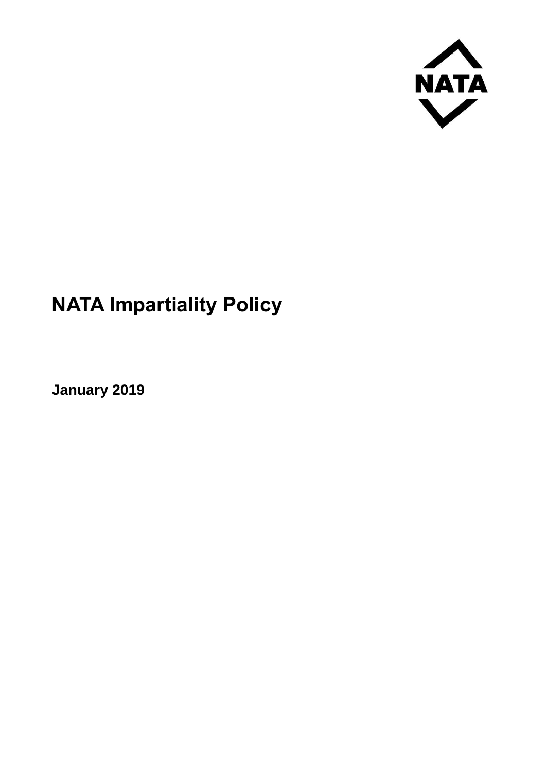NATA

# NATA Impartiality Policy

**January 2019**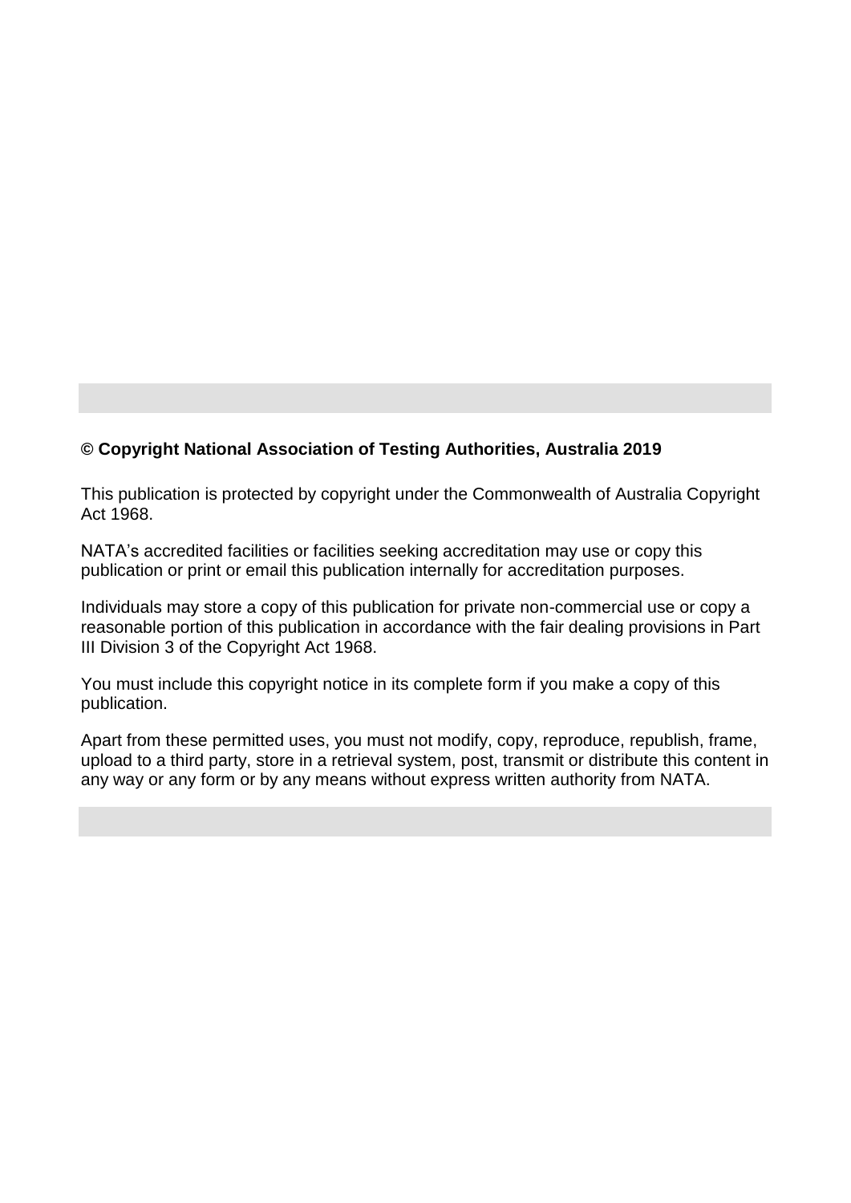**© Copyright National Association of Testing Authorities, Australia 2019**

This publication is protected by copyright under the Commonwealth of Australia Copyright Act 1968.

NATA's accredited facilities or facilities seeking accreditation may use or copy this publication or print or email this publication internally for accreditation purposes.

Individuals may store a copy of this publication for private non-commercial use or copy a reasonable portion of this publication in accordance with the fair dealing provisions in Part III Division 3 of the Copyright Act 1968.

You must include this copyright notice in its complete form if you make a copy of this publication.

Apart from these permitted uses, you must not modify, copy, reproduce, republish, frame, upload to a third party, store in a retrieval system, post, transmit or distribute this content in any way or any form or by any means without express written authority from NATA.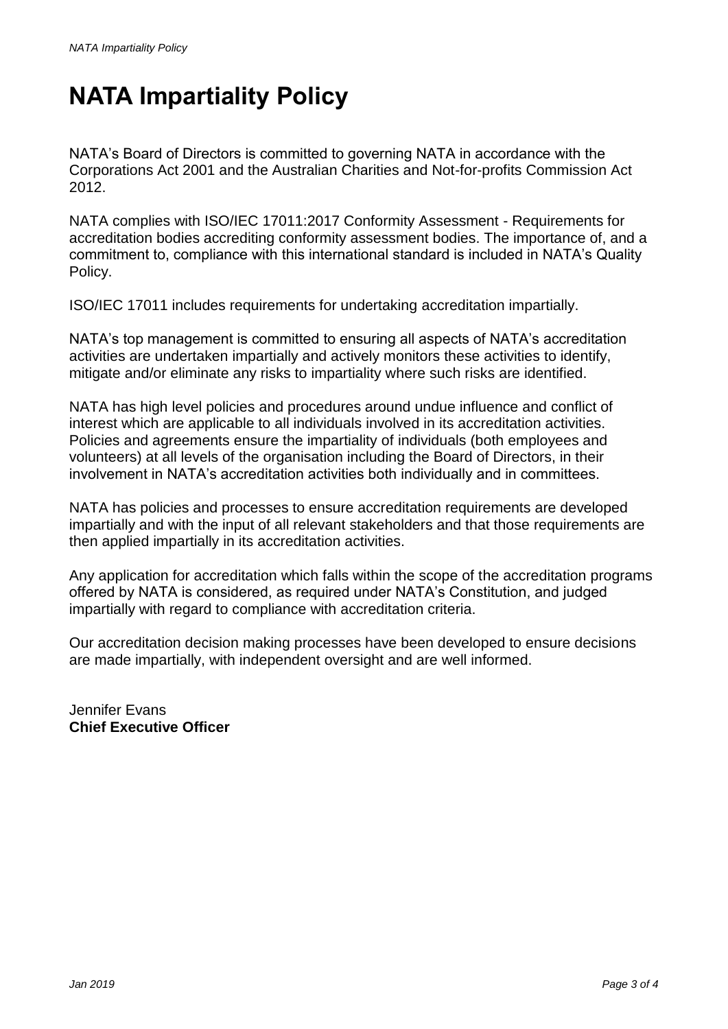# NATA Impartiality Policy

NATA's Board of Directors is committed to governing NATA in accordance with the Corporations Act 2001 and the Australian Charities and Not-for-profits Commission Act 2012.

NATA complies with ISO/IEC 17011:2017 Conformity Assessment - Requirements for accreditation bodies accrediting conformity assessment bodies. The importance of, and a commitment to, compliance with this international standard is included in NATA's Quality Policy.

ISO/IEC 17011 includes requirements for undertaking accreditation impartially.

NATA's top management is committed to ensuring all aspects of NATA's accreditation activities are undertaken impartially and actively monitors these activities to identify, mitigate and/or eliminate any risks to impartiality where such risks are identified.

NATA has high level policies and procedures around undue influence and conflict of interest which are applicable to all individuals involved in its accreditation activities. Policies and agreements ensure the impartiality of individuals (both employees and volunteers) at all levels of the organisation including the Board of Directors, in their involvement in NATA's accreditation activities both individually and in committees.

NATA has policies and processes to ensure accreditation requirements are developed impartially and with the input of all relevant stakeholders and that those requirements are then applied impartially in its accreditation activities.

Any application for accreditation which falls within the scope of the accreditation programs offered by NATA is considered, as required under NATA's Constitution, and judged impartially with regard to compliance with accreditation criteria.

Our accreditation decision making processes have been developed to ensure decisions are made impartially, with independent oversight and are well informed.

Jennifer Evans
**Chief Executive Officer**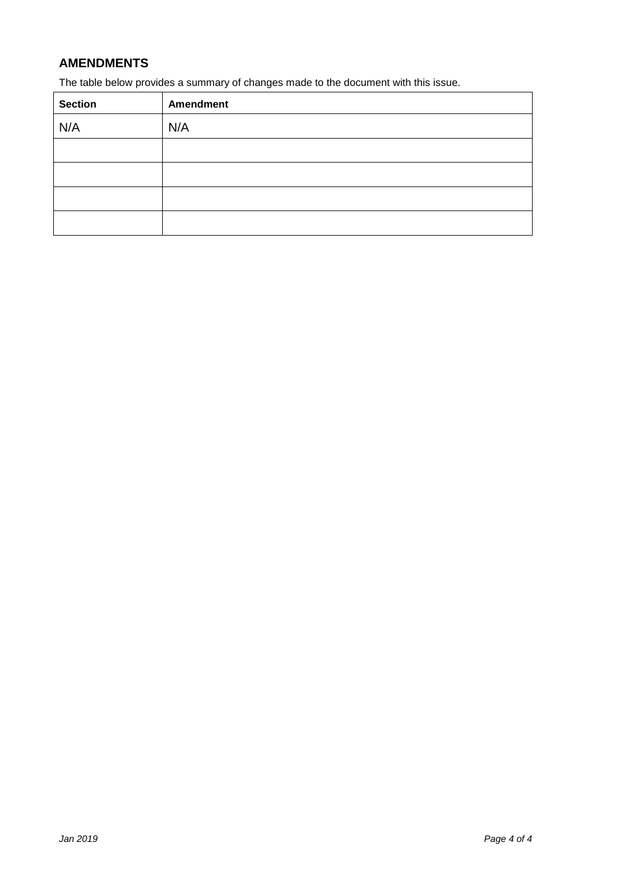## AMENDMENTS

The table below provides a summary of changes made to the document with this issue.

| Section | Amendment |
|---|---|
| N/A | N/A |
| | |
| | |
| | |
| | |